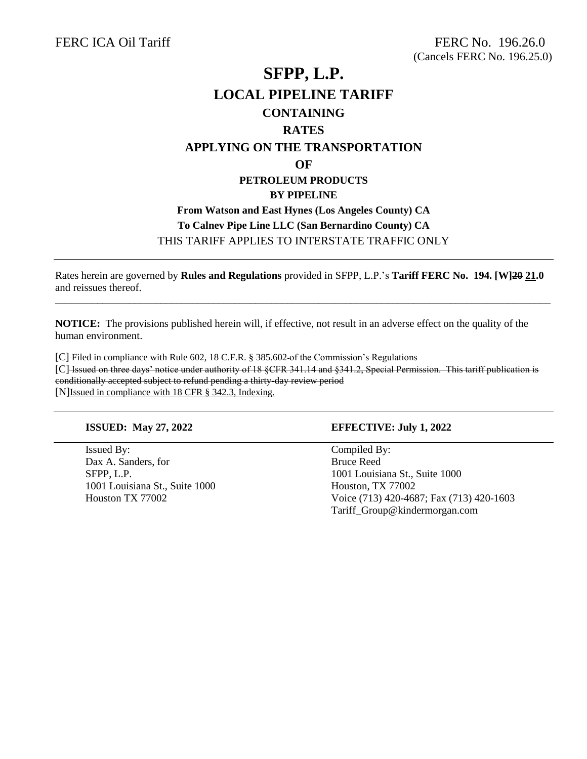FERC ICA Oil Tariff

FERC No. 196.26.0
(Cancels FERC No. 196.25.0)

# SFPP, L.P.

## LOCAL PIPELINE TARIFF

## CONTAINING

## RATES

## APPLYING ON THE TRANSPORTATION

## OF

### PETROLEUM PRODUCTS

### BY PIPELINE

**From Watson and East Hynes (Los Angeles County) CA**

**To Calnev Pipe Line LLC (San Bernardino County) CA**

THIS TARIFF APPLIES TO INTERSTATE TRAFFIC ONLY

---

Rates herein are governed by **Rules and Regulations** provided in SFPP, L.P.'s **Tariff FERC No. 194. [W]~~20~~ 21.0** and reissues thereof.

---

**NOTICE:** The provisions published herein will, if effective, not result in an adverse effect on the quality of the human environment.

[C] ~~Filed in compliance with Rule 602, 18 C.F.R. § 385.602 of the Commission's Regulations~~

[C] ~~Issued on three days' notice under authority of 18 §CFR 341.14 and §341.2, Special Permission. This tariff publication is conditionally accepted subject to refund pending a thirty-day review period~~

[N] Issued in compliance with 18 CFR § 342.3, Indexing.

---

| **ISSUED: May 27, 2022** | **EFFECTIVE: July 1, 2022** |
|---|---|
| Issued By:<br>Dax A. Sanders, for<br>SFPP, L.P.<br>1001 Louisiana St., Suite 1000<br>Houston TX 77002 | Compiled By:<br>Bruce Reed<br>1001 Louisiana St., Suite 1000<br>Houston, TX 77002<br>Voice (713) 420-4687; Fax (713) 420-1603<br>Tariff_Group@kindermorgan.com |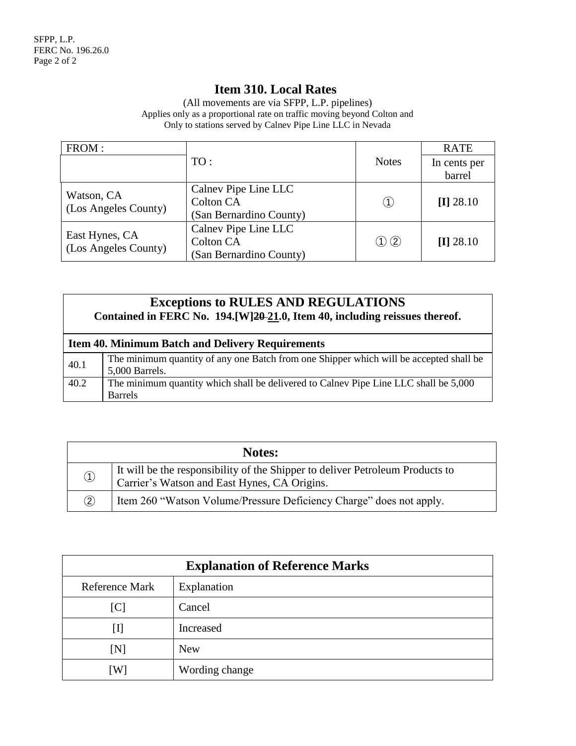# Item 310. Local Rates

(All movements are via SFPP, L.P. pipelines)
Applies only as a proportional rate on traffic moving beyond Colton and
Only to stations served by Calnev Pipe Line LLC in Nevada

| FROM : | TO : | Notes | RATE In cents per barrel |
|---|---|---|---|
| Watson, CA (Los Angeles County) | Calnev Pipe Line LLC Colton CA (San Bernardino County) | ① | **[I]** 28.10 |
| East Hynes, CA (Los Angeles County) | Calnev Pipe Line LLC Colton CA (San Bernardino County) | ① ② | **[I]** 28.10 |

## Exceptions to RULES AND REGULATIONS

**Contained in FERC No. 194.[W]~~20~~ 21.0, Item 40, including reissues thereof.**

| Item 40. Minimum Batch and Delivery Requirements | |
|---|---|
| 40.1 | The minimum quantity of any one Batch from one Shipper which will be accepted shall be 5,000 Barrels. |
| 40.2 | The minimum quantity which shall be delivered to Calnev Pipe Line LLC shall be 5,000 Barrels |

| Notes: | |
|---|---|
| ① | It will be the responsibility of the Shipper to deliver Petroleum Products to Carrier's Watson and East Hynes, CA Origins. |
| ② | Item 260 "Watson Volume/Pressure Deficiency Charge" does not apply. |

## Explanation of Reference Marks

| Reference Mark | Explanation |
|---|---|
| [C] | Cancel |
| [I] | Increased |
| [N] | New |
| [W] | Wording change |